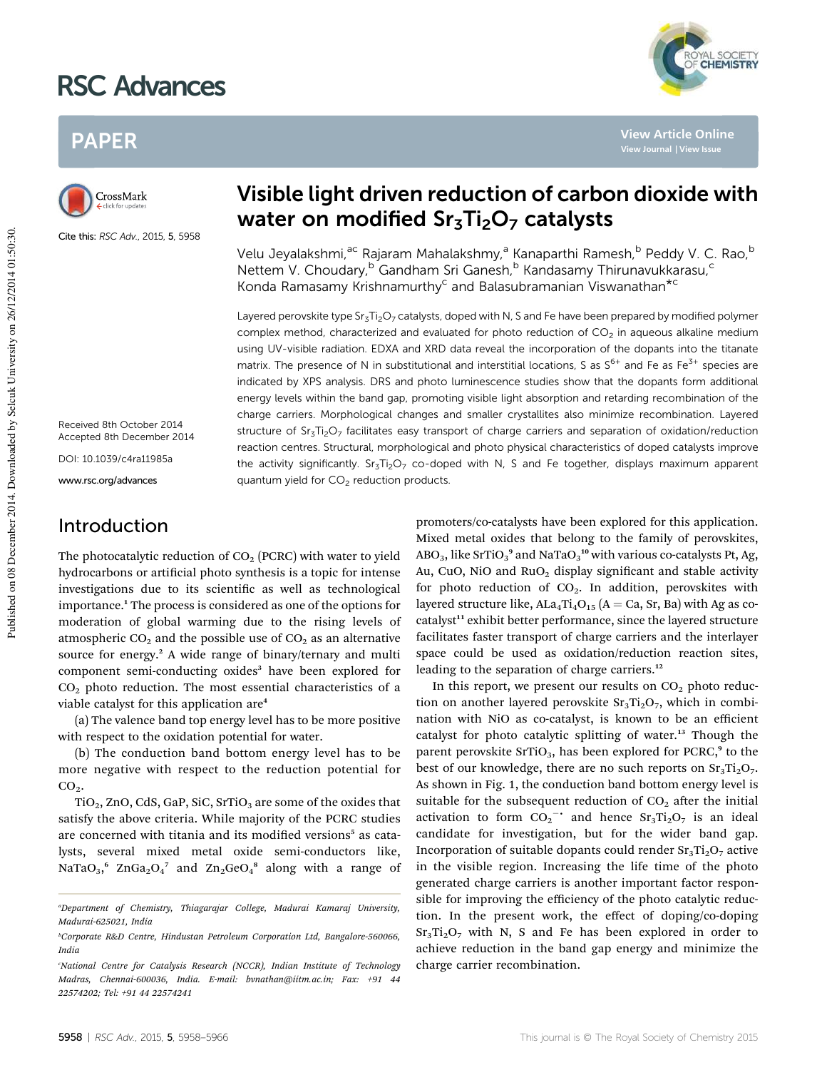# Visible light driven reduction of carbon dioxide with water on modified $Sr_3Ti_2O_7$ catalysts

Cite this: *RSC Adv.*, 2015, **5**, 5958

Velu Jeyalakshmi,[ac] Rajaram Mahalakshmy,[a] Kanaparthi Ramesh,[b] Peddy V. C. Rao,[b] Nettem V. Choudary,[b] Gandham Sri Ganesh,[b] Kandasamy Thirunavukkarasu,[c] Konda Ramasamy Krishnamurthy[c] and Balasubramanian Viswanathan*[c]

Received 8th October 2014
Accepted 8th December 2014

DOI: 10.1039/c4ra11985a

www.rsc.org/advances

Layered perovskite type $Sr_3Ti_2O_7$ catalysts, doped with N, S and Fe have been prepared by modified polymer complex method, characterized and evaluated for photo reduction of $CO_2$ in aqueous alkaline medium using UV-visible radiation. EDXA and XRD data reveal the incorporation of the dopants into the titanate matrix. The presence of N in substitutional and interstitial locations, S as $S^{6+}$ and Fe as $Fe^{3+}$ species are indicated by XPS analysis. DRS and photo luminescence studies show that the dopants form additional energy levels within the band gap, promoting visible light absorption and retarding recombination of the charge carriers. Morphological changes and smaller crystallites also minimize recombination. Layered structure of $Sr_3Ti_2O_7$ facilitates easy transport of charge carriers and separation of oxidation/reduction reaction centres. Structural, morphological and photo physical characteristics of doped catalysts improve the activity significantly. $Sr_3Ti_2O_7$ co-doped with N, S and Fe together, displays maximum apparent quantum yield for $CO_2$ reduction products.

## Introduction

The photocatalytic reduction of $CO_2$ (PCRC) with water to yield hydrocarbons or artificial photo synthesis is a topic for intense investigations due to its scientific as well as technological importance.[1] The process is considered as one of the options for moderation of global warming due to the rising levels of atmospheric $CO_2$ and the possible use of $CO_2$ as an alternative source for energy.[2] A wide range of binary/ternary and multi component semi-conducting oxides[3] have been explored for $CO_2$ photo reduction. The most essential characteristics of a viable catalyst for this application are[4]

(a) The valence band top energy level has to be more positive with respect to the oxidation potential for water.

(b) The conduction band bottom energy level has to be more negative with respect to the reduction potential for $CO_2$.

$TiO_2$, ZnO, CdS, GaP, SiC, $SrTiO_3$ are some of the oxides that satisfy the above criteria. While majority of the PCRC studies are concerned with titania and its modified versions[5] as catalysts, several mixed metal oxide semi-conductors like, $NaTaO_3$,[6] $ZnGa_2O_4$[7] and $Zn_2GeO_4$[8] along with a range of promoters/co-catalysts have been explored for this application. Mixed metal oxides that belong to the family of perovskites, $ABO_3$, like $SrTiO_3$[9] and $NaTaO_3$[10] with various co-catalysts Pt, Ag, Au, CuO, NiO and $RuO_2$ display significant and stable activity for photo reduction of $CO_2$. In addition, perovskites with layered structure like, $ALa_4Ti_4O_{15}$ (A = Ca, Sr, Ba) with Ag as co-catalyst[11] exhibit better performance, since the layered structure facilitates faster transport of charge carriers and the interlayer space could be used as oxidation/reduction reaction sites, leading to the separation of charge carriers.[12]

In this report, we present our results on $CO_2$ photo reduction on another layered perovskite $Sr_3Ti_2O_7$, which in combination with NiO as co-catalyst, is known to be an efficient catalyst for photo catalytic splitting of water.[13] Though the parent perovskite $SrTiO_3$, has been explored for PCRC,[9] to the best of our knowledge, there are no such reports on $Sr_3Ti_2O_7$. As shown in Fig. 1, the conduction band bottom energy level is suitable for the subsequent reduction of $CO_2$ after the initial activation to form $CO_2^{-\bullet}$ and hence $Sr_3Ti_2O_7$ is an ideal candidate for investigation, but for the wider band gap. Incorporation of suitable dopants could render $Sr_3Ti_2O_7$ active in the visible region. Increasing the life time of the photo generated charge carriers is another important factor responsible for improving the efficiency of the photo catalytic reduction. In the present work, the effect of doping/co-doping $Sr_3Ti_2O_7$ with N, S and Fe has been explored in order to achieve reduction in the band gap energy and minimize the charge carrier recombination.

[a] Department of Chemistry, Thiagarajar College, Madurai Kamaraj University, Madurai-625021, India

[b] Corporate R&D Centre, Hindustan Petroleum Corporation Ltd, Bangalore-560066, India

[c] National Centre for Catalysis Research (NCCR), Indian Institute of Technology Madras, Chennai-600036, India. E-mail: bvnathan@iitm.ac.in; Fax: +91 44 22574202; Tel: +91 44 22574241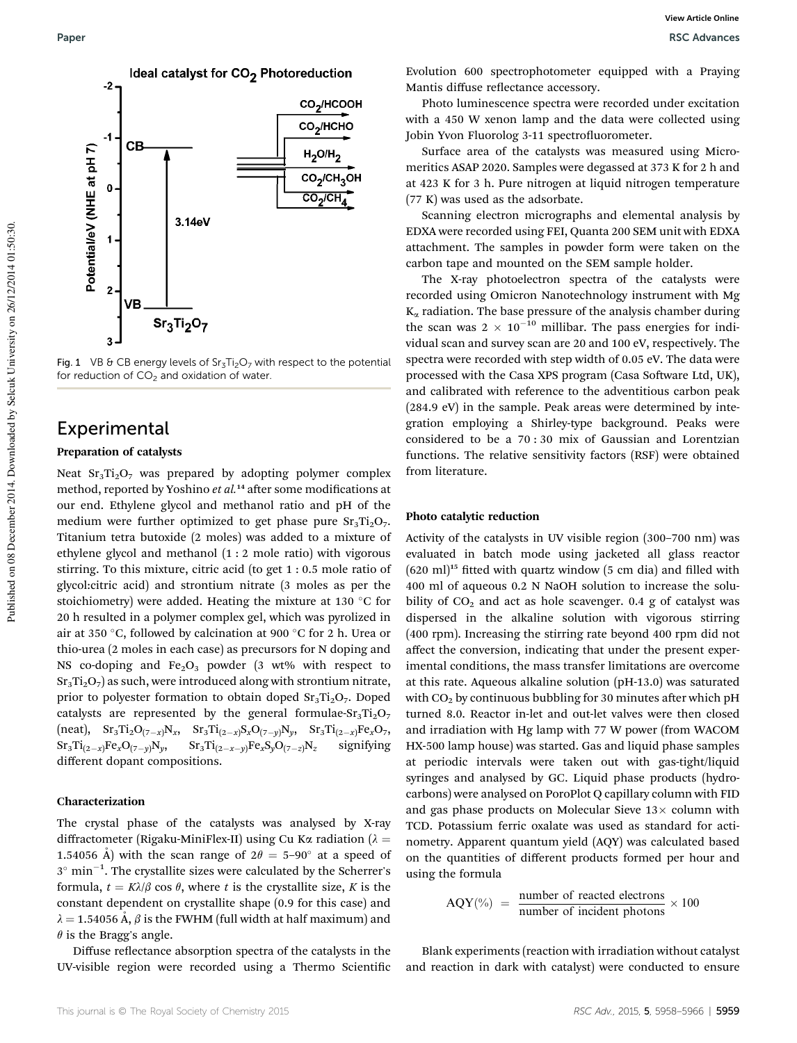Fig. 1 VB & CB energy levels of $Sr_3Ti_2O_7$ with respect to the potential for reduction of $CO_2$ and oxidation of water.

## Experimental

### Preparation of catalysts

Neat $Sr_3Ti_2O_7$ was prepared by adopting polymer complex method, reported by Yoshino *et al.*[14] after some modifications at our end. Ethylene glycol and methanol ratio and pH of the medium were further optimized to get phase pure $Sr_3Ti_2O_7$. Titanium tetra butoxide (2 moles) was added to a mixture of ethylene glycol and methanol (1 : 2 mole ratio) with vigorous stirring. To this mixture, citric acid (to get 1 : 0.5 mole ratio of glycol:citric acid) and strontium nitrate (3 moles as per the stoichiometry) were added. Heating the mixture at 130 °C for 20 h resulted in a polymer complex gel, which was pyrolized in air at 350 °C, followed by calcination at 900 °C for 2 h. Urea or thio-urea (2 moles in each case) as precursors for N doping and NS co-doping and $Fe_2O_3$ powder (3 wt% with respect to $Sr_3Ti_2O_7$) as such, were introduced along with strontium nitrate, prior to polyester formation to obtain doped $Sr_3Ti_2O_7$. Doped catalysts are represented by the general formulae-$Sr_3Ti_2O_7$ (neat), $Sr_3Ti_2O_{(7-x)}N_x$, $Sr_3Ti_{(2-x)}S_xO_{(7-y)}N_y$, $Sr_3Ti_{(2-x)}Fe_xO_7$, $Sr_3Ti_{(2-x)}Fe_xO_{(7-y)}N_y$, $Sr_3Ti_{(2-x-y)}Fe_xS_yO_{(7-z)}N_z$ signifying different dopant compositions.

### Characterization

The crystal phase of the catalysts was analysed by X-ray diffractometer (Rigaku-MiniFlex-II) using Cu Kα radiation ($\lambda$ = 1.54056 Å) with the scan range of $2\theta$ = 5–90° at a speed of 3° min$^{-1}$. The crystallite sizes were calculated by the Scherrer's formula, $t = K\lambda/\beta \cos\theta$, where $t$ is the crystallite size, $K$ is the constant dependent on crystallite shape (0.9 for this case) and $\lambda$ = 1.54056 Å, $\beta$ is the FWHM (full width at half maximum) and $\theta$ is the Bragg's angle.

Diffuse reflectance absorption spectra of the catalysts in the UV-visible region were recorded using a Thermo Scientific Evolution 600 spectrophotometer equipped with a Praying Mantis diffuse reflectance accessory.

Photo luminescence spectra were recorded under excitation with a 450 W xenon lamp and the data were collected using Jobin Yvon Fluorolog 3-11 spectrofluorometer.

Surface area of the catalysts was measured using Micromeritics ASAP 2020. Samples were degassed at 373 K for 2 h and at 423 K for 3 h. Pure nitrogen at liquid nitrogen temperature (77 K) was used as the adsorbate.

Scanning electron micrographs and elemental analysis by EDXA were recorded using FEI, Quanta 200 SEM unit with EDXA attachment. The samples in powder form were taken on the carbon tape and mounted on the SEM sample holder.

The X-ray photoelectron spectra of the catalysts were recorded using Omicron Nanotechnology instrument with Mg $K_\alpha$ radiation. The base pressure of the analysis chamber during the scan was $2 \times 10^{-10}$ millibar. The pass energies for individual scan and survey scan are 20 and 100 eV, respectively. The spectra were recorded with step width of 0.05 eV. The data were processed with the Casa XPS program (Casa Software Ltd, UK), and calibrated with reference to the adventitious carbon peak (284.9 eV) in the sample. Peak areas were determined by integration employing a Shirley-type background. Peaks were considered to be a 70 : 30 mix of Gaussian and Lorentzian functions. The relative sensitivity factors (RSF) were obtained from literature.

### Photo catalytic reduction

Activity of the catalysts in UV visible region (300–700 nm) was evaluated in batch mode using jacketed all glass reactor (620 ml)[15] fitted with quartz window (5 cm dia) and filled with 400 ml of aqueous 0.2 N NaOH solution to increase the solubility of $CO_2$ and act as hole scavenger. 0.4 g of catalyst was dispersed in the alkaline solution with vigorous stirring (400 rpm). Increasing the stirring rate beyond 400 rpm did not affect the conversion, indicating that under the present experimental conditions, the mass transfer limitations are overcome at this rate. Aqueous alkaline solution (pH-13.0) was saturated with $CO_2$ by continuous bubbling for 30 minutes after which pH turned 8.0. Reactor in-let and out-let valves were then closed and irradiation with Hg lamp with 77 W power (from WACOM HX-500 lamp house) was started. Gas and liquid phase samples at periodic intervals were taken out with gas-tight/liquid syringes and analysed by GC. Liquid phase products (hydrocarbons) were analysed on PoroPlot Q capillary column with FID and gas phase products on Molecular Sieve 13× column with TCD. Potassium ferric oxalate was used as standard for actinometry. Apparent quantum yield (AQY) was calculated based on the quantities of different products formed per hour and using the formula

$$\text{AQY}(\%) = \frac{\text{number of reacted electrons}}{\text{number of incident photons}} \times 100$$

Blank experiments (reaction with irradiation without catalyst and reaction in dark with catalyst) were conducted to ensure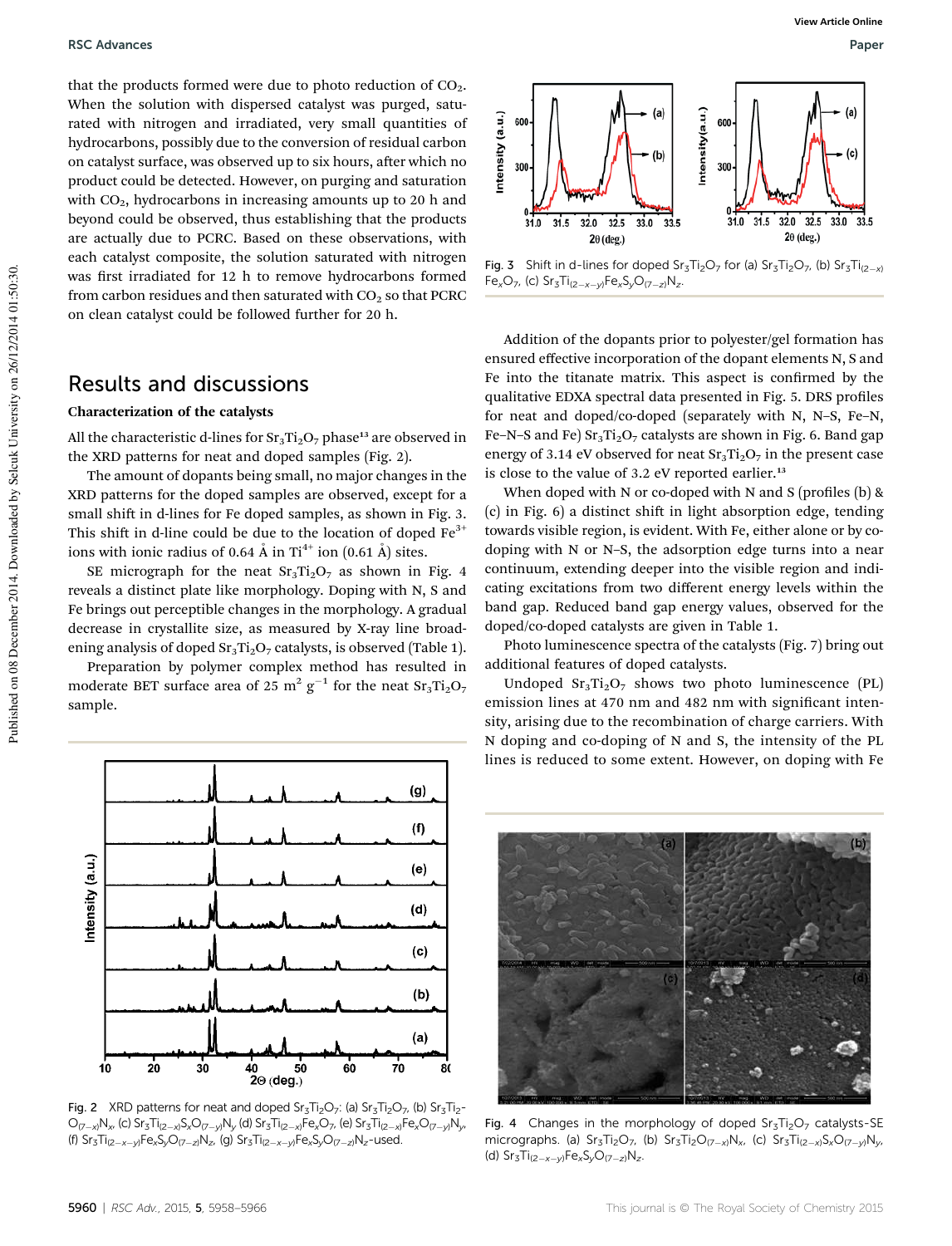that the products formed were due to photo reduction of $CO_2$. When the solution with dispersed catalyst was purged, saturated with nitrogen and irradiated, very small quantities of hydrocarbons, possibly due to the conversion of residual carbon on catalyst surface, was observed up to six hours, after which no product could be detected. However, on purging and saturation with $CO_2$, hydrocarbons in increasing amounts up to 20 h and beyond could be observed, thus establishing that the products are actually due to PCRC. Based on these observations, with each catalyst composite, the solution saturated with nitrogen was first irradiated for 12 h to remove hydrocarbons formed from carbon residues and then saturated with $CO_2$ so that PCRC on clean catalyst could be followed further for 20 h.

## Results and discussions

### Characterization of the catalysts

All the characteristic d-lines for $Sr_3Ti_2O_7$ phase[13] are observed in the XRD patterns for neat and doped samples (Fig. 2).

The amount of dopants being small, no major changes in the XRD patterns for the doped samples are observed, except for a small shift in d-lines for Fe doped samples, as shown in Fig. 3. This shift in d-line could be due to the location of doped $Fe^{3+}$ ions with ionic radius of 0.64 Å in $Ti^{4+}$ ion (0.61 Å) sites.

SE micrograph for the neat $Sr_3Ti_2O_7$ as shown in Fig. 4 reveals a distinct plate like morphology. Doping with N, S and Fe brings out perceptible changes in the morphology. A gradual decrease in crystallite size, as measured by X-ray line broadening analysis of doped $Sr_3Ti_2O_7$ catalysts, is observed (Table 1).

Preparation by polymer complex method has resulted in moderate BET surface area of 25 $m^2\ g^{-1}$ for the neat $Sr_3Ti_2O_7$ sample.

Fig. 2 XRD patterns for neat and doped $Sr_3Ti_2O_7$: (a) $Sr_3Ti_2O_7$, (b) $Sr_3Ti_2O_{(7-x)}N_x$, (c) $Sr_3Ti_{(2-x)}S_xO_{(7-y)}N_y$ (d) $Sr_3Ti_{(2-x)}Fe_xO_7$, (e) $Sr_3Ti_{(2-x)}Fe_xO_{(7-y)}N_y$, (f) $Sr_3Ti_{(2-x-y)}Fe_xS_yO_{(7-z)}N_z$, (g) $Sr_3Ti_{(2-x-y)}Fe_xS_yO_{(7-z)}N_z$-used.

Fig. 3 Shift in d-lines for doped $Sr_3Ti_2O_7$ for (a) $Sr_3Ti_2O_7$, (b) $Sr_3Ti_{(2-x)}Fe_xO_7$, (c) $Sr_3Ti_{(2-x-y)}Fe_xS_yO_{(7-z)}N_z$.

Addition of the dopants prior to polyester/gel formation has ensured effective incorporation of the dopant elements N, S and Fe into the titanate matrix. This aspect is confirmed by the qualitative EDXA spectral data presented in Fig. 5. DRS profiles for neat and doped/co-doped (separately with N, N–S, Fe–N, Fe–N–S and Fe) $Sr_3Ti_2O_7$ catalysts are shown in Fig. 6. Band gap energy of 3.14 eV observed for neat $Sr_3Ti_2O_7$ in the present case is close to the value of 3.2 eV reported earlier.[13]

When doped with N or co-doped with N and S (profiles (b) & (c) in Fig. 6) a distinct shift in light absorption edge, tending towards visible region, is evident. With Fe, either alone or by co-doping with N or N–S, the adsorption edge turns into a near continuum, extending deeper into the visible region and indicating excitations from two different energy levels within the band gap. Reduced band gap energy values, observed for the doped/co-doped catalysts are given in Table 1.

Photo luminescence spectra of the catalysts (Fig. 7) bring out additional features of doped catalysts.

Undoped $Sr_3Ti_2O_7$ shows two photo luminescence (PL) emission lines at 470 nm and 482 nm with significant intensity, arising due to the recombination of charge carriers. With N doping and co-doping of N and S, the intensity of the PL lines is reduced to some extent. However, on doping with Fe

Fig. 4 Changes in the morphology of doped $Sr_3Ti_2O_7$ catalysts-SE micrographs. (a) $Sr_3Ti_2O_7$, (b) $Sr_3Ti_2O_{(7-x)}N_x$, (c) $Sr_3Ti_{(2-x)}S_xO_{(7-y)}N_y$, (d) $Sr_3Ti_{(2-x-y)}Fe_xS_yO_{(7-z)}N_z$.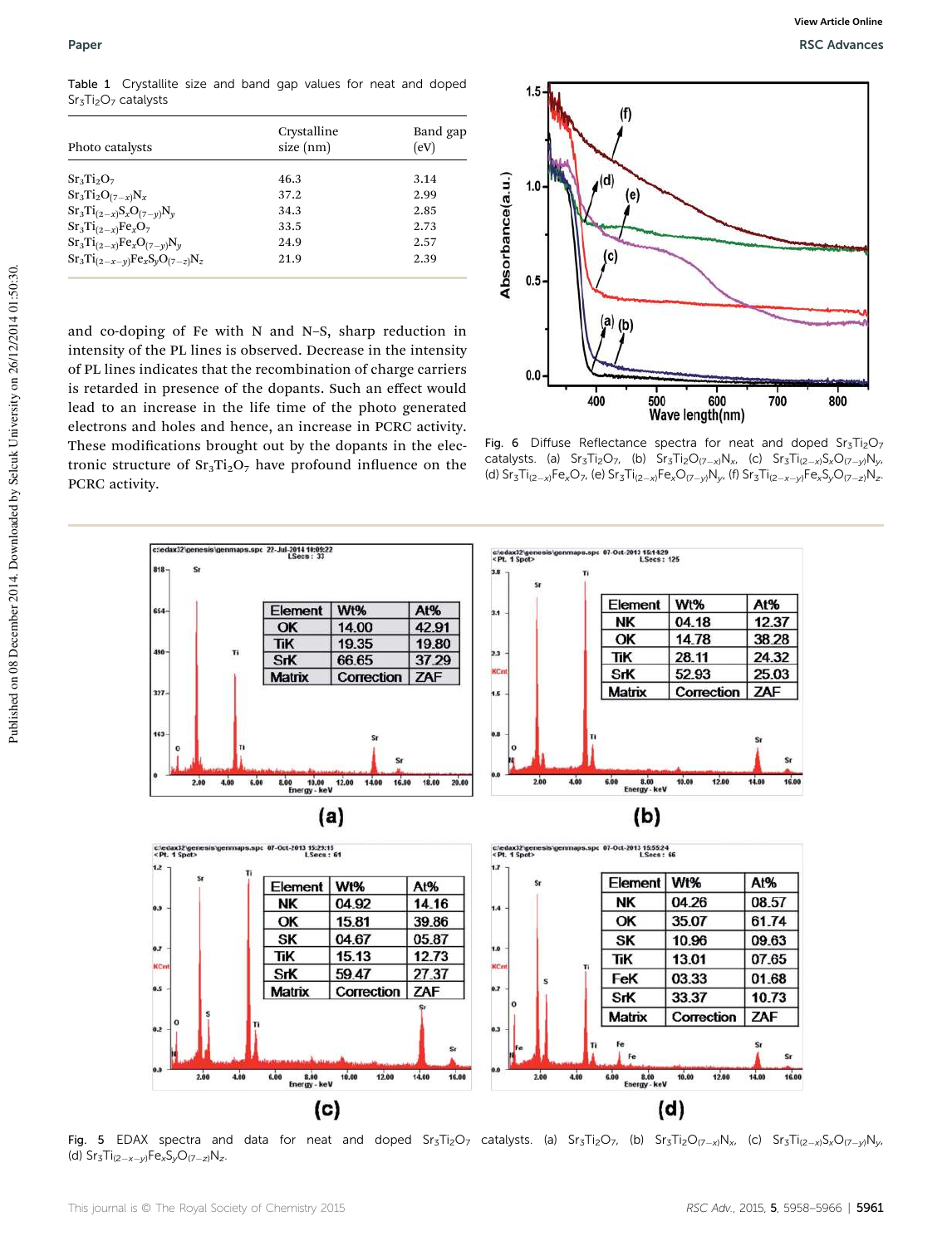Table 1 Crystallite size and band gap values for neat and doped $Sr_3Ti_2O_7$ catalysts

| Photo catalysts | Crystalline size (nm) | Band gap (eV) |
|---|---|---|
| $Sr_3Ti_2O_7$ | 46.3 | 3.14 |
| $Sr_3Ti_2O_{(7-x)}N_x$ | 37.2 | 2.99 |
| $Sr_3Ti_{(2-x)}S_xO_{(7-y)}N_y$ | 34.3 | 2.85 |
| $Sr_3Ti_{(2-x)}Fe_xO_7$ | 33.5 | 2.73 |
| $Sr_3Ti_{(2-x)}Fe_xO_{(7-y)}N_y$ | 24.9 | 2.57 |
| $Sr_3Ti_{(2-x-y)}Fe_xS_yO_{(7-z)}N_z$ | 21.9 | 2.39 |

and co-doping of Fe with N and N–S, sharp reduction in intensity of the PL lines is observed. Decrease in the intensity of PL lines indicates that the recombination of charge carriers is retarded in presence of the dopants. Such an effect would lead to an increase in the life time of the photo generated electrons and holes and hence, an increase in PCRC activity. These modifications brought out by the dopants in the electronic structure of $Sr_3Ti_2O_7$ have profound influence on the PCRC activity.

Fig. 6 Diffuse Reflectance spectra for neat and doped $Sr_3Ti_2O_7$ catalysts. (a) $Sr_3Ti_2O_7$, (b) $Sr_3Ti_2O_{(7-x)}N_x$, (c) $Sr_3Ti_{(2-x)}S_xO_{(7-y)}N_y$, (d) $Sr_3Ti_{(2-x)}Fe_xO_7$, (e) $Sr_3Ti_{(2-x)}Fe_xO_{(7-y)}N_y$, (f) $Sr_3Ti_{(2-x-y)}Fe_xS_yO_{(7-z)}N_z$.

Fig. 5 EDAX spectra and data for neat and doped $Sr_3Ti_2O_7$ catalysts. (a) $Sr_3Ti_2O_7$, (b) $Sr_3Ti_2O_{(7-x)}N_x$, (c) $Sr_3Ti_{(2-x)}S_xO_{(7-y)}N_y$, (d) $Sr_3Ti_{(2-x-y)}Fe_xS_yO_{(7-z)}N_z$.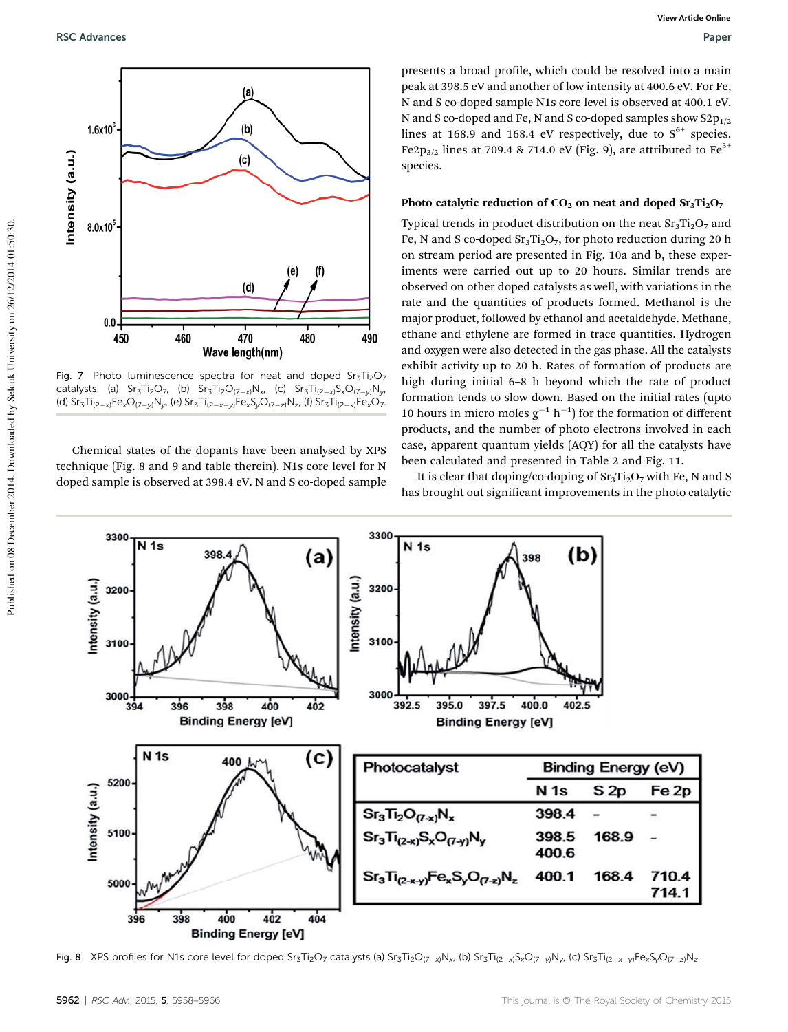Fig. 7 Photo luminescence spectra for neat and doped $Sr_3Ti_2O_7$ catalysts. (a) $Sr_3Ti_2O_7$, (b) $Sr_3Ti_2O_{(7-x)}N_x$, (c) $Sr_3Ti_{(2-x)}S_xO_{(7-y)}N_y$, (d) $Sr_3Ti_{(2-x)}Fe_xO_{(7-y)}N_y$, (e) $Sr_3Ti_{(2-x-y)}Fe_xS_yO_{(7-z)}N_z$, (f) $Sr_3Ti_{(2-x)}Fe_xO_7$.

Chemical states of the dopants have been analysed by XPS technique (Fig. 8 and 9 and table therein). N1s core level for N doped sample is observed at 398.4 eV. N and S co-doped sample presents a broad profile, which could be resolved into a main peak at 398.5 eV and another of low intensity at 400.6 eV. For Fe, N and S co-doped sample N1s core level is observed at 400.1 eV. N and S co-doped and Fe, N and S co-doped samples show $S2p_{1/2}$ lines at 168.9 and 168.4 eV respectively, due to $S^{6+}$ species. $Fe2p_{3/2}$ lines at 709.4 & 714.0 eV (Fig. 9), are attributed to $Fe^{3+}$ species.

### Photo catalytic reduction of $CO_2$ on neat and doped $Sr_3Ti_2O_7$

Typical trends in product distribution on the neat $Sr_3Ti_2O_7$ and Fe, N and S co-doped $Sr_3Ti_2O_7$, for photo reduction during 20 h on stream period are presented in Fig. 10a and b, these experiments were carried out up to 20 hours. Similar trends are observed on other doped catalysts as well, with variations in the rate and the quantities of products formed. Methanol is the major product, followed by ethanol and acetaldehyde. Methane, ethane and ethylene are formed in trace quantities. Hydrogen and oxygen were also detected in the gas phase. All the catalysts exhibit activity up to 20 h. Rates of formation of products are high during initial 6–8 h beyond which the rate of product formation tends to slow down. Based on the initial rates (upto 10 hours in micro moles $g^{-1}$ $h^{-1}$) for the formation of different products, and the number of photo electrons involved in each case, apparent quantum yields (AQY) for all the catalysts have been calculated and presented in Table 2 and Fig. 11.

It is clear that doping/co-doping of $Sr_3Ti_2O_7$ with Fe, N and S has brought out significant improvements in the photo catalytic

| Photocatalyst | Binding Energy (eV) | | |
|---|---|---|---|
| | N 1s | S 2p | Fe 2p |
| $Sr_3Ti_2O_{(7-x)}N_x$ | 398.4 | - | - |
| $Sr_3Ti_{(2-x)}S_xO_{(7-y)}N_y$ | 398.5<br>400.6 | 168.9 | - |
| $Sr_3Ti_{(2-x-y)}Fe_xS_yO_{(7-z)}N_z$ | 400.1 | 168.4 | 710.4<br>714.1 |

Fig. 8 XPS profiles for N1s core level for doped $Sr_3Ti_2O_7$ catalysts (a) $Sr_3Ti_2O_{(7-x)}N_x$, (b) $Sr_3Ti_{(2-x)}S_xO_{(7-y)}N_y$, (c) $Sr_3Ti_{(2-x-y)}Fe_xS_yO_{(7-z)}N_z$.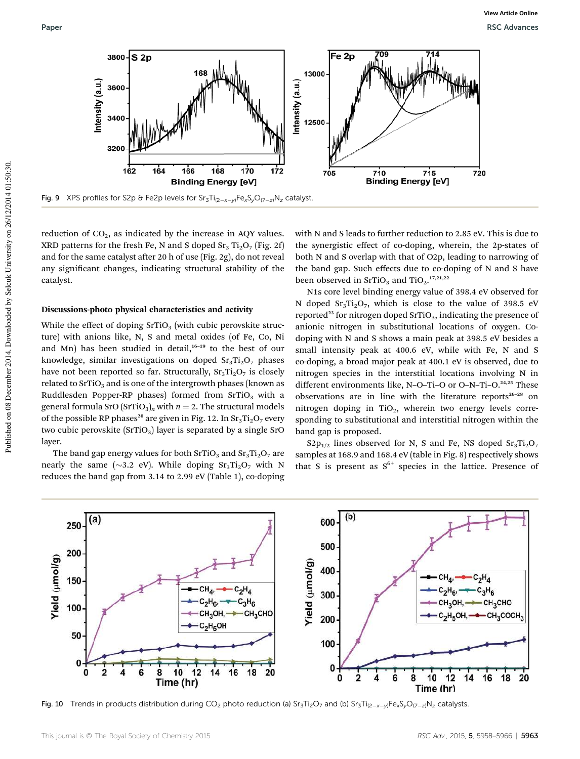Fig. 9 XPS profiles for S2p & Fe2p levels for $Sr_3Ti_{(2-x-y)}Fe_xS_yO_{(7-z)}N_z$ catalyst.

reduction of $CO_2$, as indicated by the increase in AQY values. XRD patterns for the fresh Fe, N and S doped $Sr_3Ti_2O_7$ (Fig. 2f) and for the same catalyst after 20 h of use (Fig. 2g), do not reveal any significant changes, indicating structural stability of the catalyst.

### Discussions-photo physical characteristics and activity

While the effect of doping $SrTiO_3$ (with cubic perovskite structure) with anions like, N, S and metal oxides (of Fe, Co, Ni and Mn) has been studied in detail,[16–19] to the best of our knowledge, similar investigations on doped $Sr_3Ti_2O_7$ phases have not been reported so far. Structurally, $Sr_3Ti_2O_7$ is closely related to $SrTiO_3$ and is one of the intergrowth phases (known as Ruddlesden Popper-RP phases) formed from $SrTiO_3$ with a general formula $SrO(SrTiO_3)_n$ with $n = 2$. The structural models of the possible RP phases[20] are given in Fig. 12. In $Sr_3Ti_2O_7$ every two cubic perovskite ($SrTiO_3$) layer is separated by a single SrO layer.

The band gap energy values for both $SrTiO_3$ and $Sr_3Ti_2O_7$ are nearly the same (~3.2 eV). While doping $Sr_3Ti_2O_7$ with N reduces the band gap from 3.14 to 2.99 eV (Table 1), co-doping with N and S leads to further reduction to 2.85 eV. This is due to the synergistic effect of co-doping, wherein, the 2p-states of both N and S overlap with that of O2p, leading to narrowing of the band gap. Such effects due to co-doping of N and S have been observed in $SrTiO_3$ and $TiO_2$.[17,21,22]

N1s core level binding energy value of 398.4 eV observed for N doped $Sr_3Ti_2O_7$, which is close to the value of 398.5 eV reported[23] for nitrogen doped $SrTiO_3$, indicating the presence of anionic nitrogen in substitutional locations of oxygen. Co-doping with N and S shows a main peak at 398.5 eV besides a small intensity peak at 400.6 eV, while with Fe, N and S co-doping, a broad major peak at 400.1 eV is observed, due to nitrogen species in the interstitial locations involving N in different environments like, N–O–Ti–O or O–N–Ti–O.[24,25] These observations are in line with the literature reports[26–28] on nitrogen doping in $TiO_2$, wherein two energy levels corresponding to substitutional and interstitial nitrogen within the band gap is proposed.

$S2p_{1/2}$ lines observed for N, S and Fe, NS doped $Sr_3Ti_2O_7$ samples at 168.9 and 168.4 eV (table in Fig. 8) respectively shows that S is present as $S^{6+}$ species in the lattice. Presence of

Fig. 10 Trends in products distribution during $CO_2$ photo reduction (a) $Sr_3Ti_2O_7$ and (b) $Sr_3Ti_{(2-x-y)}Fe_xS_yO_{(7-z)}N_z$ catalysts.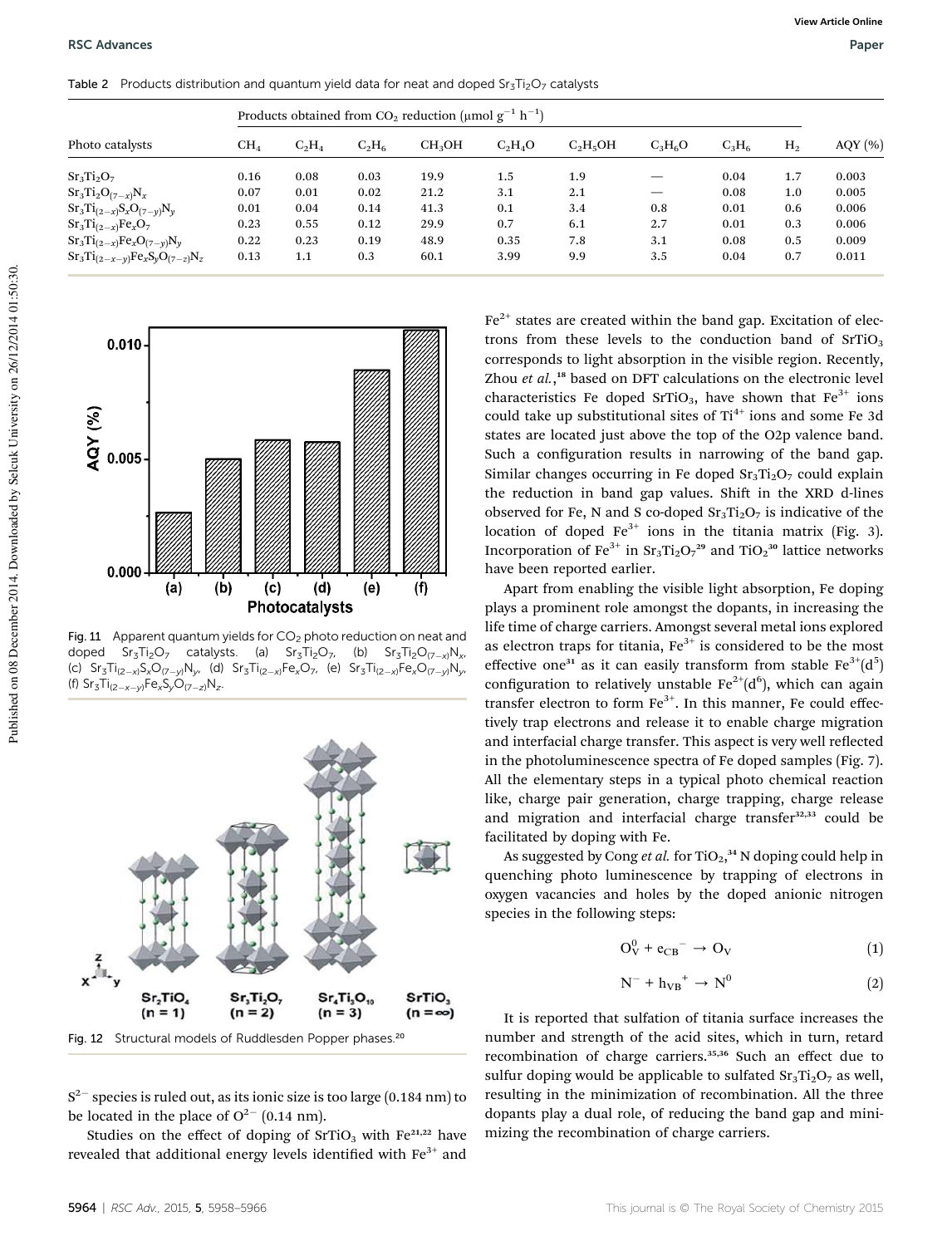Table 2 Products distribution and quantum yield data for neat and doped $Sr_3Ti_2O_7$ catalysts

| Photo catalysts | Products obtained from $CO_2$ reduction (μmol $g^{-1}$ $h^{-1}$) | | | | | | | | | AQY (%) |
|---|---|---|---|---|---|---|---|---|---|---|
| | $CH_4$ | $C_2H_4$ | $C_2H_6$ | $CH_3OH$ | $C_2H_4O$ | $C_2H_5OH$ | $C_3H_6O$ | $C_3H_6$ | $H_2$ | |
| $Sr_3Ti_2O_7$ | 0.16 | 0.08 | 0.03 | 19.9 | 1.5 | 1.9 | — | 0.04 | 1.7 | 0.003 |
| $Sr_3Ti_2O_{(7-x)}N_x$ | 0.07 | 0.01 | 0.02 | 21.2 | 3.1 | 2.1 | — | 0.08 | 1.0 | 0.005 |
| $Sr_3Ti_{(2-x)}S_xO_{(7-y)}N_y$ | 0.01 | 0.04 | 0.14 | 41.3 | 0.1 | 3.4 | 0.8 | 0.01 | 0.6 | 0.006 |
| $Sr_3Ti_{(2-x)}Fe_xO_7$ | 0.23 | 0.55 | 0.12 | 29.9 | 0.7 | 6.1 | 2.7 | 0.01 | 0.3 | 0.006 |
| $Sr_3Ti_{(2-x)}Fe_xO_{(7-y)}N_y$ | 0.22 | 0.23 | 0.19 | 48.9 | 0.35 | 7.8 | 3.1 | 0.08 | 0.5 | 0.009 |
| $Sr_3Ti_{(2-x-y)}Fe_xS_yO_{(7-z)}N_z$ | 0.13 | 1.1 | 0.3 | 60.1 | 3.99 | 9.9 | 3.5 | 0.04 | 0.7 | 0.011 |

Fig. 11 Apparent quantum yields for $CO_2$ photo reduction on neat and doped $Sr_3Ti_2O_7$ catalysts. (a) $Sr_3Ti_2O_7$, (b) $Sr_3Ti_2O_{(7-x)}N_x$, (c) $Sr_3Ti_{(2-x)}S_xO_{(7-y)}N_y$, (d) $Sr_3Ti_{(2-x)}Fe_xO_7$, (e) $Sr_3Ti_{(2-x)}Fe_xO_{(7-y)}N_y$, (f) $Sr_3Ti_{(2-x-y)}Fe_xS_yO_{(7-z)}N_z$.

Fig. 12 Structural models of Ruddlesden Popper phases.[20]

$S^{2-}$ species is ruled out, as its ionic size is too large (0.184 nm) to be located in the place of $O^{2-}$ (0.14 nm).

Studies on the effect of doping of $SrTiO_3$ with $Fe^{3+}$[21,22] have revealed that additional energy levels identified with $Fe^{3+}$ and $Fe^{2+}$ states are created within the band gap. Excitation of electrons from these levels to the conduction band of $SrTiO_3$ corresponds to light absorption in the visible region. Recently, Zhou *et al.*,[18] based on DFT calculations on the electronic level characteristics Fe doped $SrTiO_3$, have shown that $Fe^{3+}$ ions could take up substitutional sites of $Ti^{4+}$ ions and some Fe 3d states are located just above the top of the O2p valence band. Such a configuration results in narrowing of the band gap. Similar changes occurring in Fe doped $Sr_3Ti_2O_7$ could explain the reduction in band gap values. Shift in the XRD d-lines observed for Fe, N and S co-doped $Sr_3Ti_2O_7$ is indicative of the location of doped $Fe^{3+}$ ions in the titania matrix (Fig. 3). Incorporation of $Fe^{3+}$ in $Sr_3Ti_2O_7$[29] and $TiO_2$[30] lattice networks have been reported earlier.

Apart from enabling the visible light absorption, Fe doping plays a prominent role amongst the dopants, in increasing the life time of charge carriers. Amongst several metal ions explored as electron traps for titania, $Fe^{3+}$ is considered to be the most effective one[31] as it can easily transform from stable $Fe^{3+}(d^5)$ configuration to relatively unstable $Fe^{2+}(d^6)$, which can again transfer electron to form $Fe^{3+}$. In this manner, Fe could effectively trap electrons and release it to enable charge migration and interfacial charge transfer. This aspect is very well reflected in the photoluminescence spectra of Fe doped samples (Fig. 7). All the elementary steps in a typical photo chemical reaction like, charge pair generation, charge trapping, charge release and migration and interfacial charge transfer[32,33] could be facilitated by doping with Fe.

As suggested by Cong *et al.* for $TiO_2$,[34] N doping could help in quenching photo luminescence by trapping of electrons in oxygen vacancies and holes by the doped anionic nitrogen species in the following steps:

$$O_V^0 + e_{CB}^- \rightarrow O_V \quad (1)$$

$$N^- + h_{VB}^+ \rightarrow N^0 \quad (2)$$

It is reported that sulfation of titania surface increases the number and strength of the acid sites, which in turn, retard recombination of charge carriers.[35,36] Such an effect due to sulfur doping would be applicable to sulfated $Sr_3Ti_2O_7$ as well, resulting in the minimization of recombination. All the three dopants play a dual role, of reducing the band gap and minimizing the recombination of charge carriers.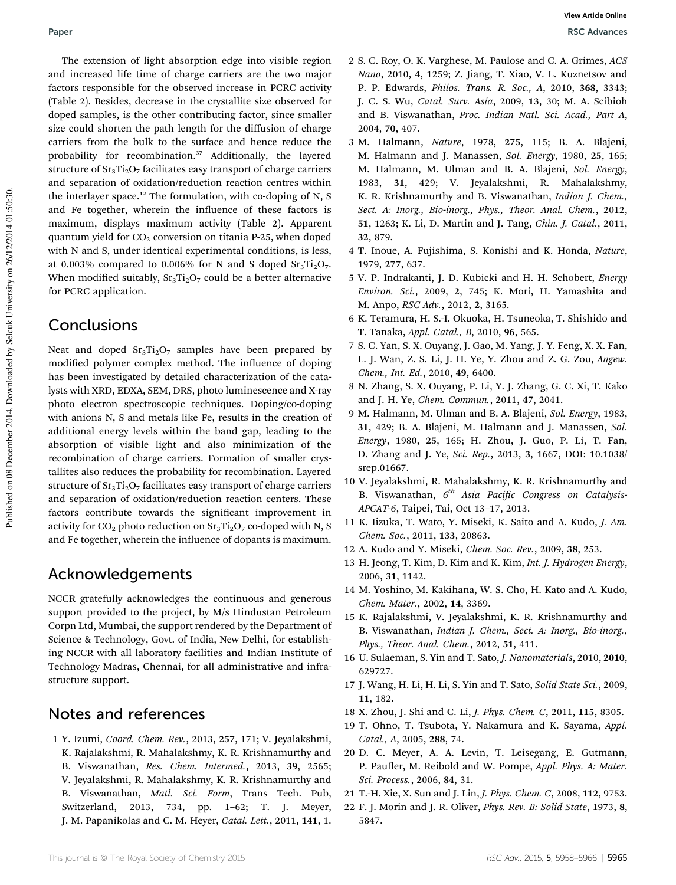The extension of light absorption edge into visible region and increased life time of charge carriers are the two major factors responsible for the observed increase in PCRC activity (Table 2). Besides, decrease in the crystallite size observed for doped samples, is the other contributing factor, since smaller size could shorten the path length for the diffusion of charge carriers from the bulk to the surface and hence reduce the probability for recombination.[37] Additionally, the layered structure of $Sr_3Ti_2O_7$ facilitates easy transport of charge carriers and separation of oxidation/reduction reaction centres within the interlayer space.[12] The formulation, with co-doping of N, S and Fe together, wherein the influence of these factors is maximum, displays maximum activity (Table 2). Apparent quantum yield for $CO_2$ conversion on titania P-25, when doped with N and S, under identical experimental conditions, is less, at 0.003% compared to 0.006% for N and S doped $Sr_3Ti_2O_7$. When modified suitably, $Sr_3Ti_2O_7$ could be a better alternative for PCRC application.

## Conclusions

Neat and doped $Sr_3Ti_2O_7$ samples have been prepared by modified polymer complex method. The influence of doping has been investigated by detailed characterization of the catalysts with XRD, EDXA, SEM, DRS, photo luminescence and X-ray photo electron spectroscopic techniques. Doping/co-doping with anions N, S and metals like Fe, results in the creation of additional energy levels within the band gap, leading to the absorption of visible light and also minimization of the recombination of charge carriers. Formation of smaller crystallites also reduces the probability for recombination. Layered structure of $Sr_3Ti_2O_7$ facilitates easy transport of charge carriers and separation of oxidation/reduction reaction centers. These factors contribute towards the significant improvement in activity for $CO_2$ photo reduction on $Sr_3Ti_2O_7$ co-doped with N, S and Fe together, wherein the influence of dopants is maximum.

## Acknowledgements

NCCR gratefully acknowledges the continuous and generous support provided to the project, by M/s Hindustan Petroleum Corpn Ltd, Mumbai, the support rendered by the Department of Science & Technology, Govt. of India, New Delhi, for establishing NCCR with all laboratory facilities and Indian Institute of Technology Madras, Chennai, for all administrative and infrastructure support.

## Notes and references

1 Y. Izumi, *Coord. Chem. Rev.*, 2013, **257**, 171; V. Jeyalakshmi, K. Rajalakshmi, R. Mahalakshmy, K. R. Krishnamurthy and B. Viswanathan, *Res. Chem. Intermed.*, 2013, **39**, 2565; V. Jeyalakshmi, R. Mahalakshmy, K. R. Krishnamurthy and B. Viswanathan, *Matl. Sci. Form*, Trans Tech. Pub, Switzerland, 2013, 734, pp. 1–62; T. J. Meyer, J. M. Papanikolas and C. M. Heyer, *Catal. Lett.*, 2011, **141**, 1.

2 S. C. Roy, O. K. Varghese, M. Paulose and C. A. Grimes, *ACS Nano*, 2010, **4**, 1259; Z. Jiang, T. Xiao, V. L. Kuznetsov and P. P. Edwards, *Philos. Trans. R. Soc., A*, 2010, **368**, 3343; J. C. S. Wu, *Catal. Surv. Asia*, 2009, **13**, 30; M. A. Scibioh and B. Viswanathan, *Proc. Indian Natl. Sci. Acad., Part A*, 2004, **70**, 407.

3 M. Halmann, *Nature*, 1978, **275**, 115; B. A. Blajeni, M. Halmann and J. Manassen, *Sol. Energy*, 1980, **25**, 165; M. Halmann, M. Ulman and B. A. Blajeni, *Sol. Energy*, 1983, **31**, 429; V. Jeyalakshmi, R. Mahalakshmy, K. R. Krishnamurthy and B. Viswanathan, *Indian J. Chem., Sect. A: Inorg., Bio-inorg., Phys., Theor. Anal. Chem.*, 2012, **51**, 1263; K. Li, D. Martin and J. Tang, *Chin. J. Catal.*, 2011, **32**, 879.

4 T. Inoue, A. Fujishima, S. Konishi and K. Honda, *Nature*, 1979, **277**, 637.

5 V. P. Indrakanti, J. D. Kubicki and H. H. Schobert, *Energy Environ. Sci.*, 2009, **2**, 745; K. Mori, H. Yamashita and M. Anpo, *RSC Adv.*, 2012, **2**, 3165.

6 K. Teramura, H. S.-I. Okuoka, H. Tsuneoka, T. Shishido and T. Tanaka, *Appl. Catal., B*, 2010, **96**, 565.

7 S. C. Yan, S. X. Ouyang, J. Gao, M. Yang, J. Y. Feng, X. X. Fan, L. J. Wan, Z. S. Li, J. H. Ye, Y. Zhou and Z. G. Zou, *Angew. Chem., Int. Ed.*, 2010, **49**, 6400.

8 N. Zhang, S. X. Ouyang, P. Li, Y. J. Zhang, G. C. Xi, T. Kako and J. H. Ye, *Chem. Commun.*, 2011, **47**, 2041.

9 M. Halmann, M. Ulman and B. A. Blajeni, *Sol. Energy*, 1983, **31**, 429; B. A. Blajeni, M. Halmann and J. Manassen, *Sol. Energy*, 1980, **25**, 165; H. Zhou, J. Guo, P. Li, T. Fan, D. Zhang and J. Ye, *Sci. Rep.*, 2013, **3**, 1667, DOI: 10.1038/srep.01667.

10 V. Jeyalakshmi, R. Mahalakshmy, K. R. Krishnamurthy and B. Viswanathan, *6th Asia Pacific Congress on Catalysis-APCAT-6*, Taipei, Tai, Oct 13–17, 2013.

11 K. Iizuka, T. Wato, Y. Miseki, K. Saito and A. Kudo, *J. Am. Chem. Soc.*, 2011, **133**, 20863.

12 A. Kudo and Y. Miseki, *Chem. Soc. Rev.*, 2009, **38**, 253.

13 H. Jeong, T. Kim, D. Kim and K. Kim, *Int. J. Hydrogen Energy*, 2006, **31**, 1142.

14 M. Yoshino, M. Kakihana, W. S. Cho, H. Kato and A. Kudo, *Chem. Mater.*, 2002, **14**, 3369.

15 K. Rajalakshmi, V. Jeyalakshmi, K. R. Krishnamurthy and B. Viswanathan, *Indian J. Chem., Sect. A: Inorg., Bio-inorg., Phys., Theor. Anal. Chem.*, 2012, **51**, 411.

16 U. Sulaeman, S. Yin and T. Sato, *J. Nanomaterials*, 2010, **2010**, 629727.

17 J. Wang, H. Li, H. Li, S. Yin and T. Sato, *Solid State Sci.*, 2009, **11**, 182.

18 X. Zhou, J. Shi and C. Li, *J. Phys. Chem. C*, 2011, **115**, 8305.

19 T. Ohno, T. Tsubota, Y. Nakamura and K. Sayama, *Appl. Catal., A*, 2005, **288**, 74.

20 D. C. Meyer, A. A. Levin, T. Leisegang, E. Gutmann, P. Paufler, M. Reibold and W. Pompe, *Appl. Phys. A: Mater. Sci. Process.*, 2006, **84**, 31.

21 T.-H. Xie, X. Sun and J. Lin, *J. Phys. Chem. C*, 2008, **112**, 9753.

22 F. J. Morin and J. R. Oliver, *Phys. Rev. B: Solid State*, 1973, **8**, 5847.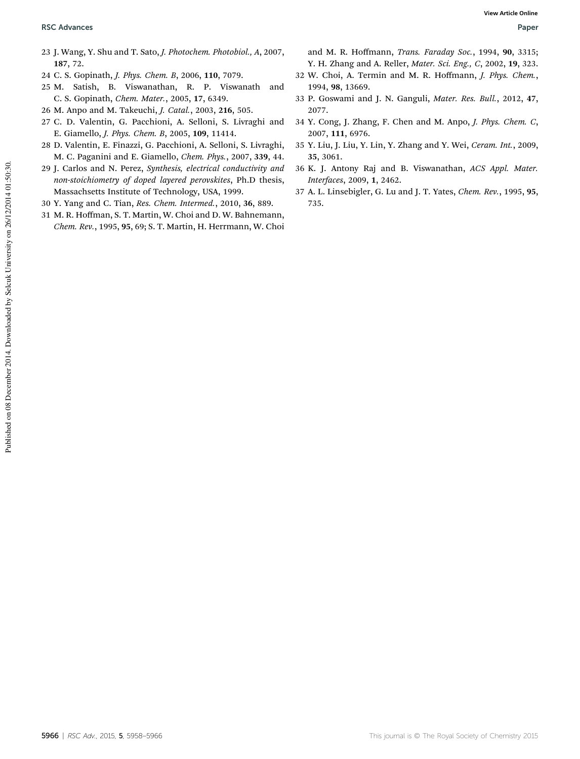23 J. Wang, Y. Shu and T. Sato, *J. Photochem. Photobiol., A*, 2007, **187**, 72.

24 C. S. Gopinath, *J. Phys. Chem. B*, 2006, **110**, 7079.

25 M. Satish, B. Viswanathan, R. P. Viswanath and C. S. Gopinath, *Chem. Mater.*, 2005, **17**, 6349.

26 M. Anpo and M. Takeuchi, *J. Catal.*, 2003, **216**, 505.

27 C. D. Valentin, G. Pacchioni, A. Selloni, S. Livraghi and E. Giamello, *J. Phys. Chem. B*, 2005, **109**, 11414.

28 D. Valentin, E. Finazzi, G. Pacchioni, A. Selloni, S. Livraghi, M. C. Paganini and E. Giamello, *Chem. Phys.*, 2007, **339**, 44.

29 J. Carlos and N. Perez, *Synthesis, electrical conductivity and non-stoichiometry of doped layered perovskites*, Ph.D thesis, Massachsetts Institute of Technology, USA, 1999.

30 Y. Yang and C. Tian, *Res. Chem. Intermed.*, 2010, **36**, 889.

31 M. R. Hoffman, S. T. Martin, W. Choi and D. W. Bahnemann, *Chem. Rev.*, 1995, **95**, 69; S. T. Martin, H. Herrmann, W. Choi and M. R. Hoffmann, *Trans. Faraday Soc.*, 1994, **90**, 3315; Y. H. Zhang and A. Reller, *Mater. Sci. Eng., C*, 2002, **19**, 323.

32 W. Choi, A. Termin and M. R. Hoffmann, *J. Phys. Chem.*, 1994, **98**, 13669.

33 P. Goswami and J. N. Ganguli, *Mater. Res. Bull.*, 2012, **47**, 2077.

34 Y. Cong, J. Zhang, F. Chen and M. Anpo, *J. Phys. Chem. C*, 2007, **111**, 6976.

35 Y. Liu, J. Liu, Y. Lin, Y. Zhang and Y. Wei, *Ceram. Int.*, 2009, **35**, 3061.

36 K. J. Antony Raj and B. Viswanathan, *ACS Appl. Mater. Interfaces*, 2009, **1**, 2462.

37 A. L. Linsebigler, G. Lu and J. T. Yates, *Chem. Rev.*, 1995, **95**, 735.